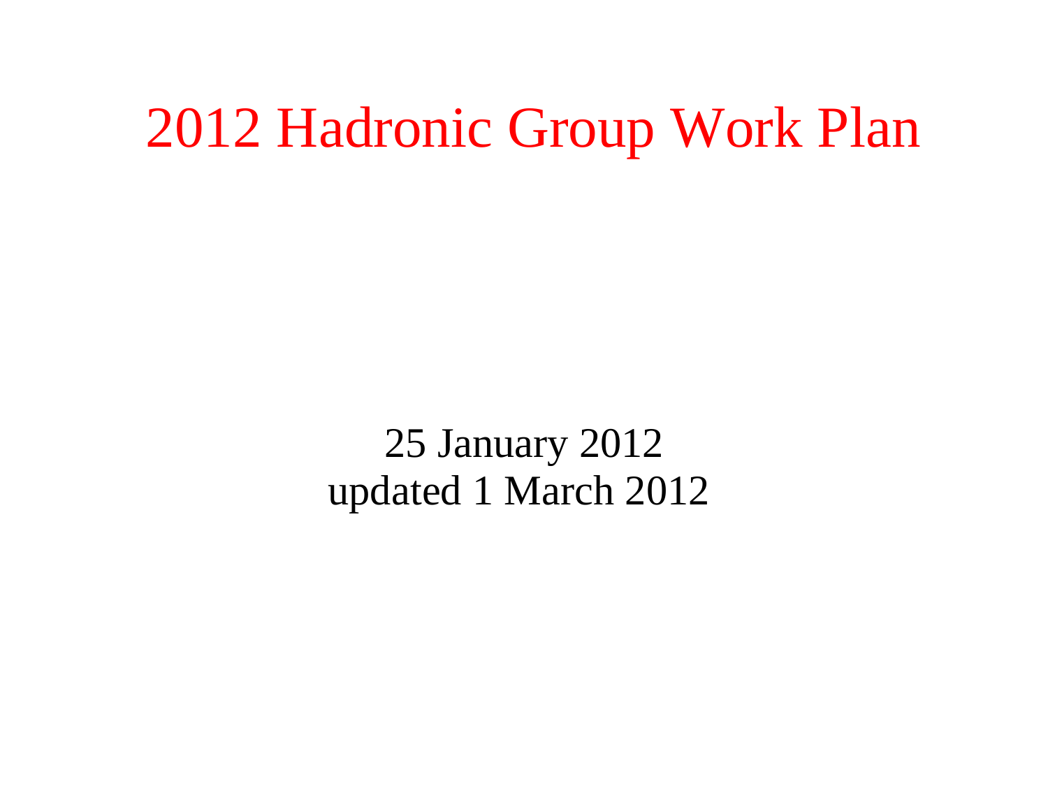# 2012 Hadronic Group Work Plan

25 January 2012
updated 1 March 2012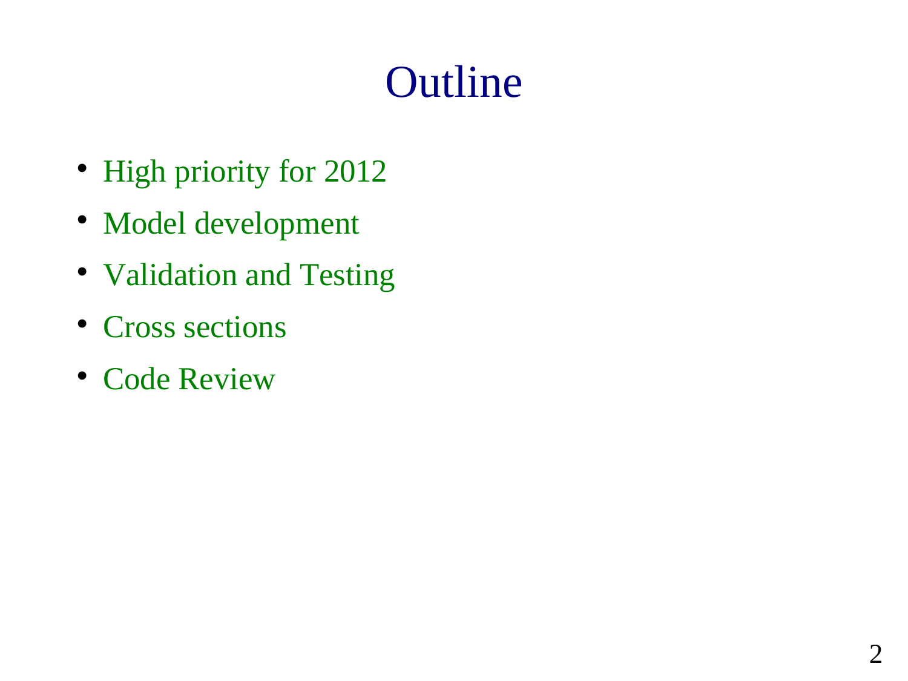# Outline

- High priority for 2012
- Model development
- Validation and Testing
- Cross sections
- Code Review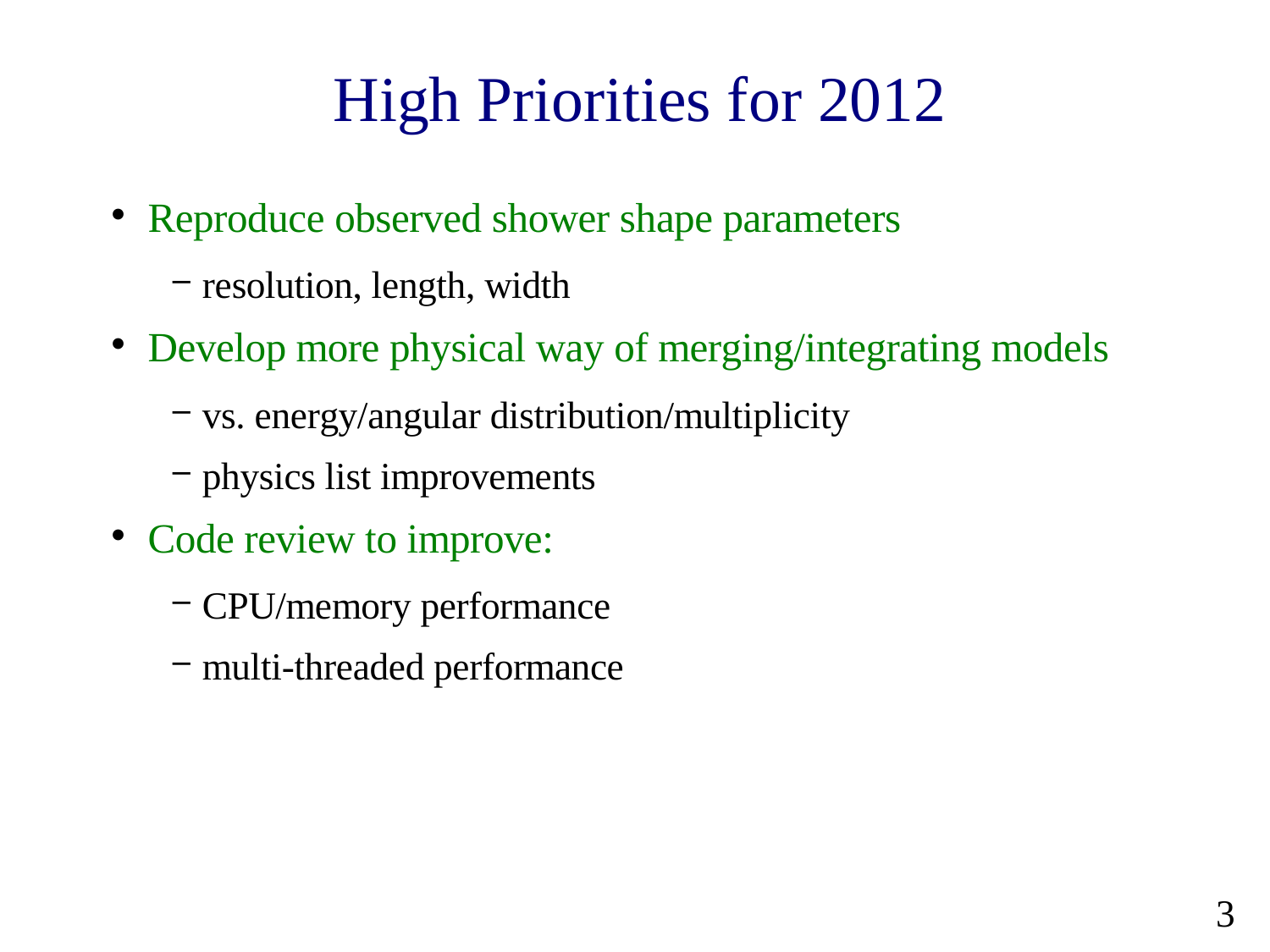# High Priorities for 2012

- Reproduce observed shower shape parameters
  - resolution, length, width
- Develop more physical way of merging/integrating models
  - vs. energy/angular distribution/multiplicity
  - physics list improvements
- Code review to improve:
  - CPU/memory performance
  - multi-threaded performance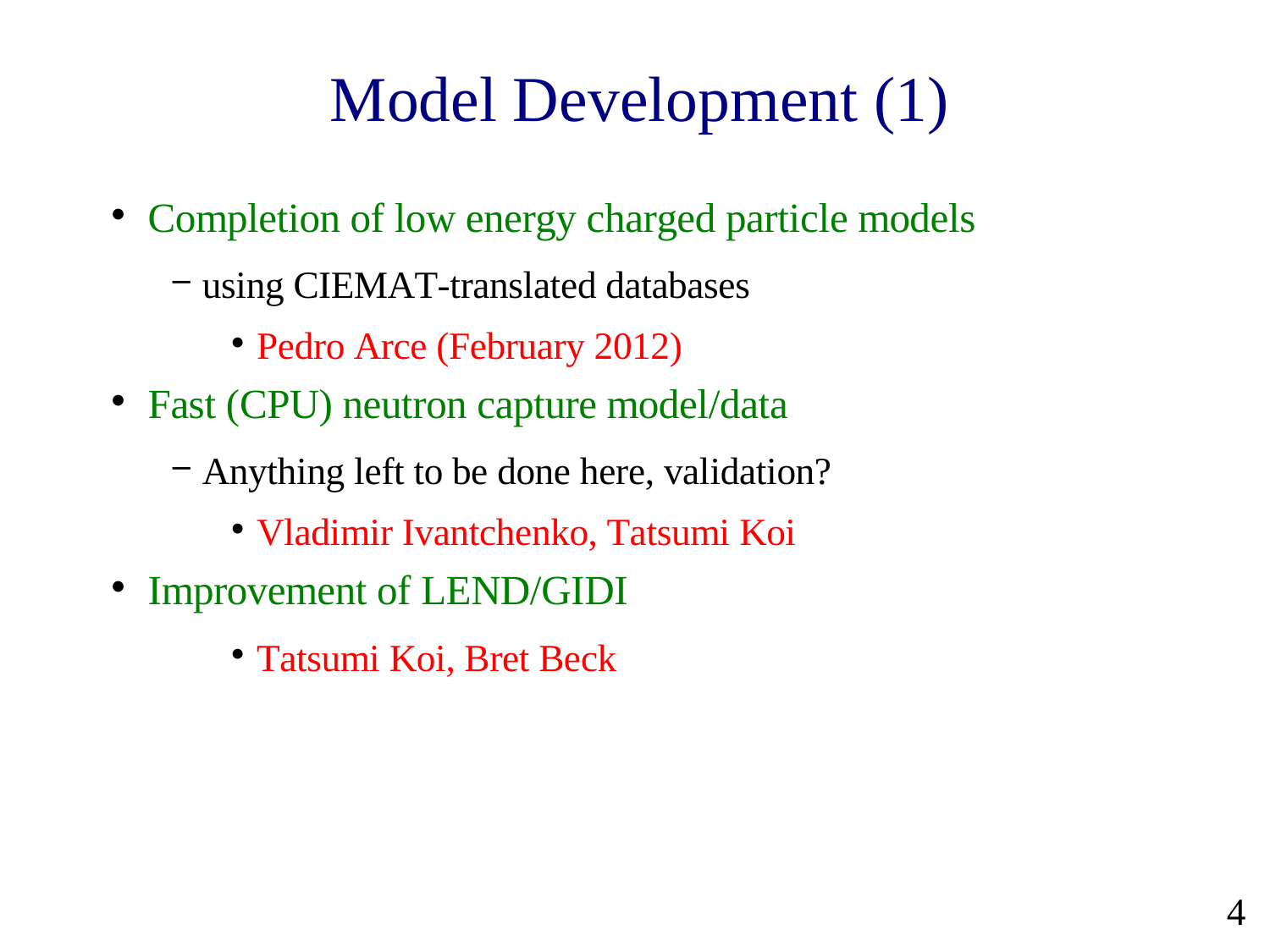# Model Development (1)

- Completion of low energy charged particle models
  - using CIEMAT-translated databases
    - Pedro Arce (February 2012)
- Fast (CPU) neutron capture model/data
  - Anything left to be done here, validation?
    - Vladimir Ivantchenko, Tatsumi Koi
- Improvement of LEND/GIDI
    - Tatsumi Koi, Bret Beck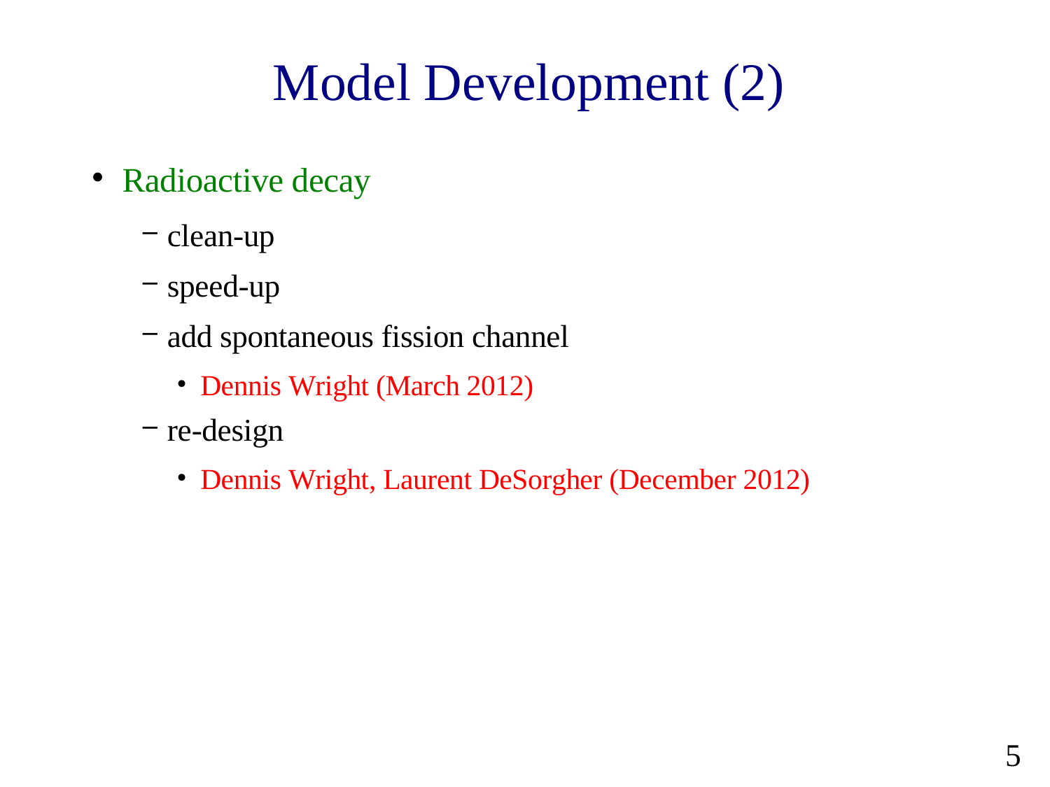# Model Development (2)

- Radioactive decay
  - clean-up
  - speed-up
  - add spontaneous fission channel
    - Dennis Wright (March 2012)
  - re-design
    - Dennis Wright, Laurent DeSorgher (December 2012)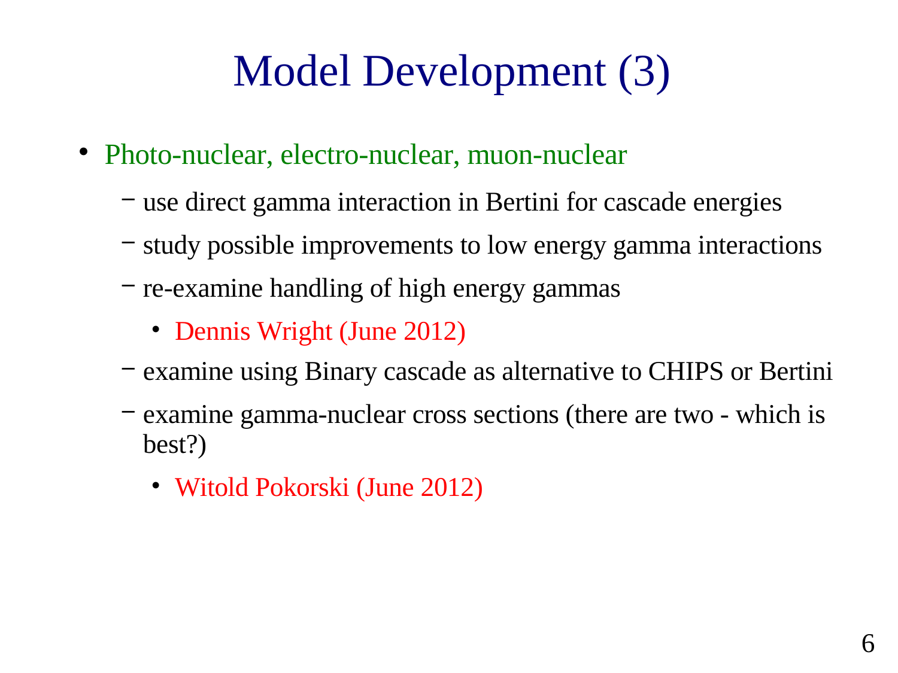# Model Development (3)

- Photo-nuclear, electro-nuclear, muon-nuclear
  - use direct gamma interaction in Bertini for cascade energies
  - study possible improvements to low energy gamma interactions
  - re-examine handling of high energy gammas
    - Dennis Wright (June 2012)
  - examine using Binary cascade as alternative to CHIPS or Bertini
  - examine gamma-nuclear cross sections (there are two - which is best?)
    - Witold Pokorski (June 2012)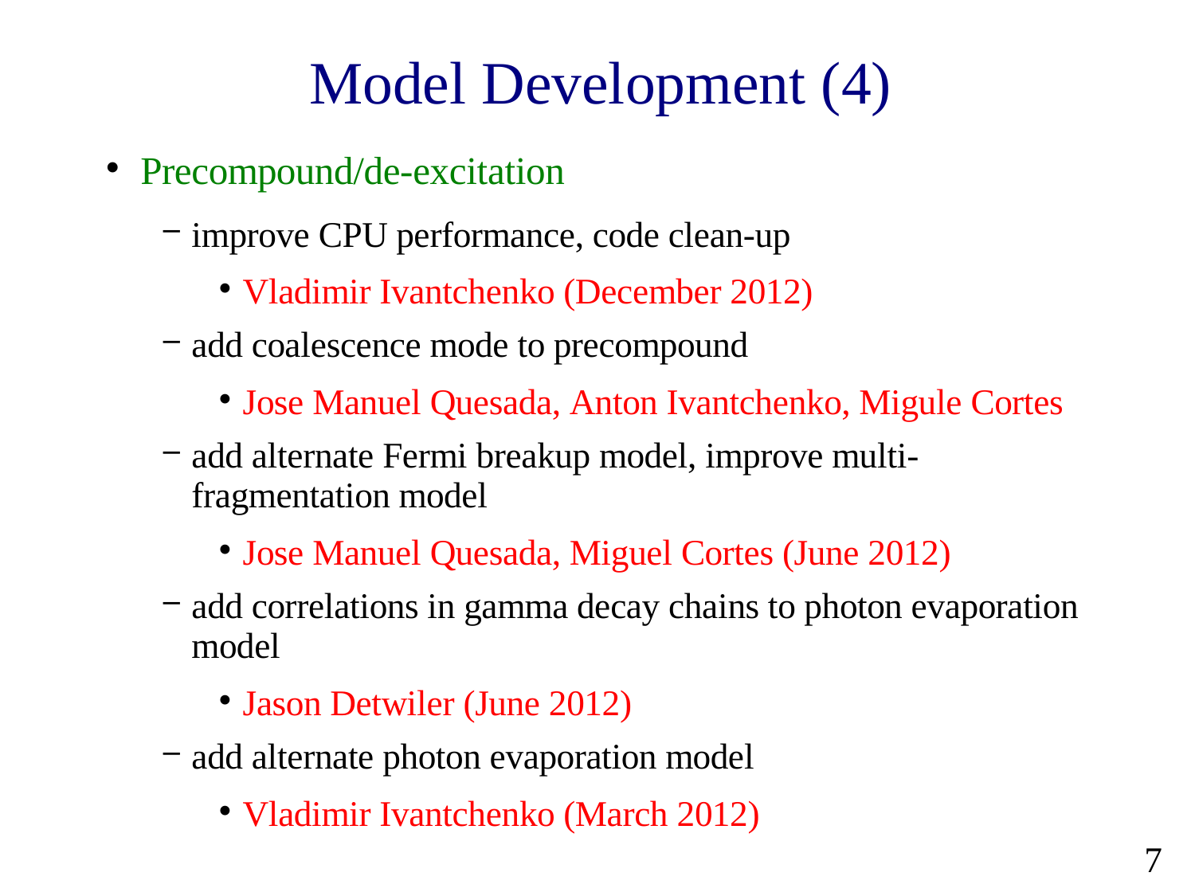# Model Development (4)

- Precompound/de-excitation
  - improve CPU performance, code clean-up
    - Vladimir Ivantchenko (December 2012)
  - add coalescence mode to precompound
    - Jose Manuel Quesada, Anton Ivantchenko, Migule Cortes
  - add alternate Fermi breakup model, improve multi-fragmentation model
    - Jose Manuel Quesada, Miguel Cortes (June 2012)
  - add correlations in gamma decay chains to photon evaporation model
    - Jason Detwiler (June 2012)
  - add alternate photon evaporation model
    - Vladimir Ivantchenko (March 2012)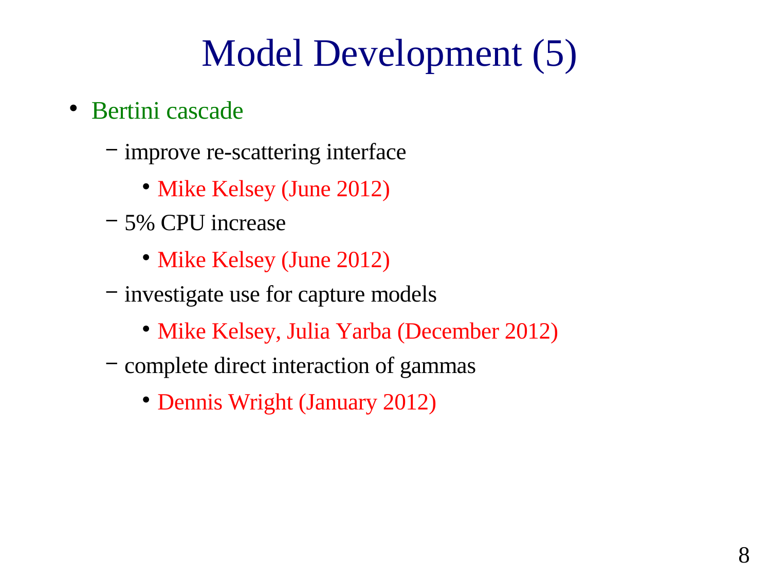# Model Development (5)

- Bertini cascade
  - improve re-scattering interface
    - Mike Kelsey (June 2012)
  - 5% CPU increase
    - Mike Kelsey (June 2012)
  - investigate use for capture models
    - Mike Kelsey, Julia Yarba (December 2012)
  - complete direct interaction of gammas
    - Dennis Wright (January 2012)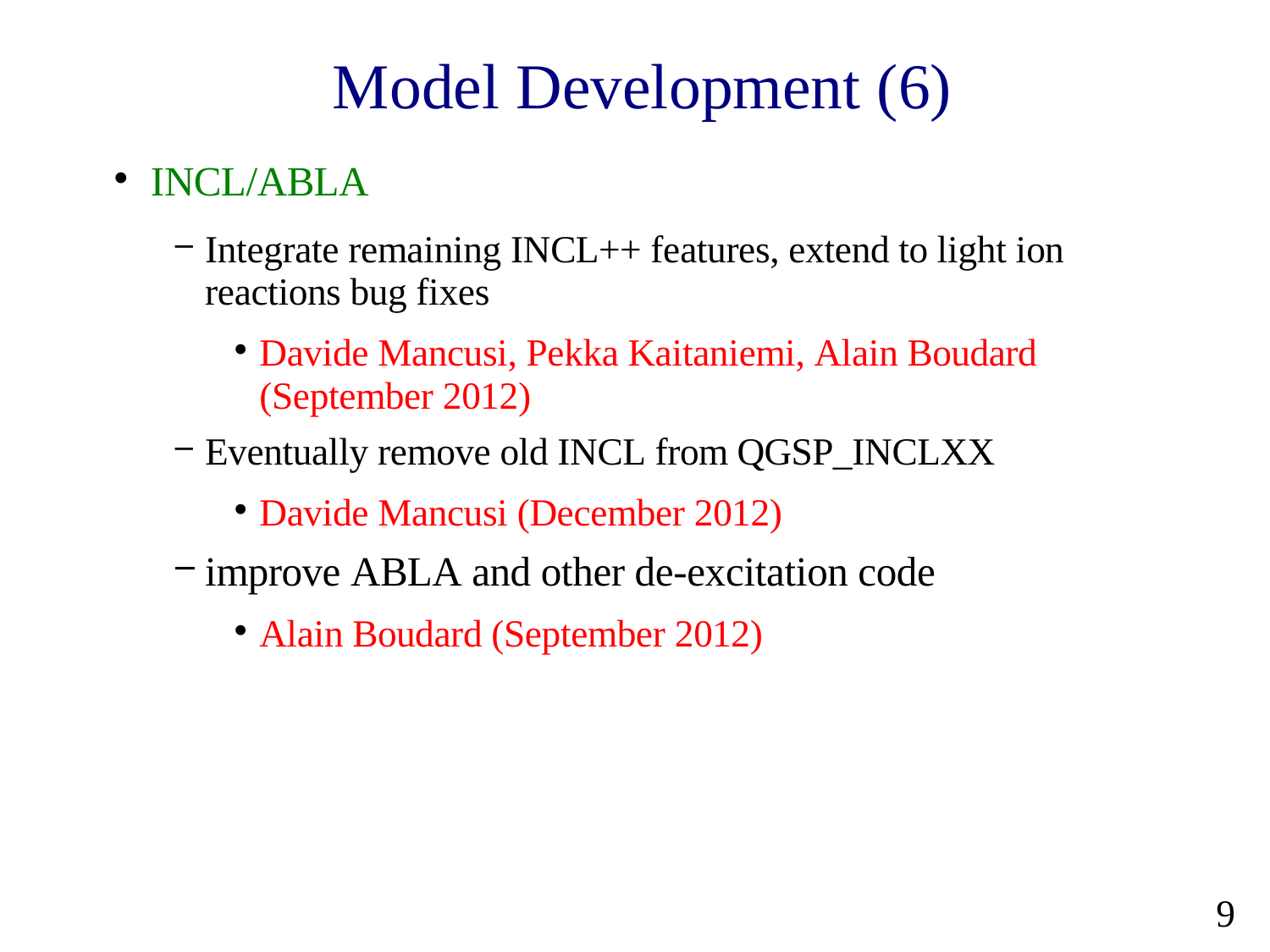# Model Development (6)

- INCL/ABLA
  - Integrate remaining INCL++ features, extend to light ion reactions bug fixes
    - Davide Mancusi, Pekka Kaitaniemi, Alain Boudard (September 2012)
  - Eventually remove old INCL from QGSP_INCLXX
    - Davide Mancusi (December 2012)
  - improve ABLA and other de-excitation code
    - Alain Boudard (September 2012)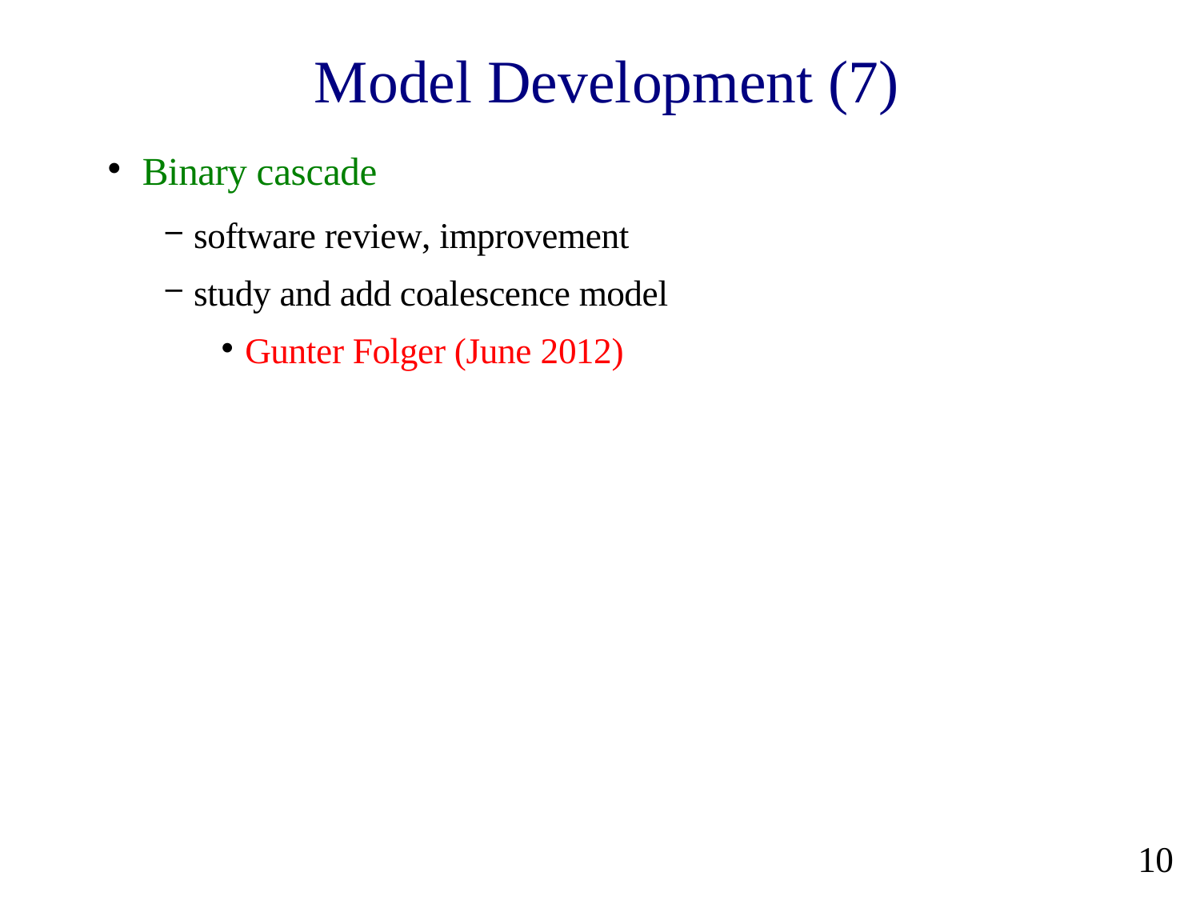# Model Development (7)

- Binary cascade
  - software review, improvement
  - study and add coalescence model
    - Gunter Folger (June 2012)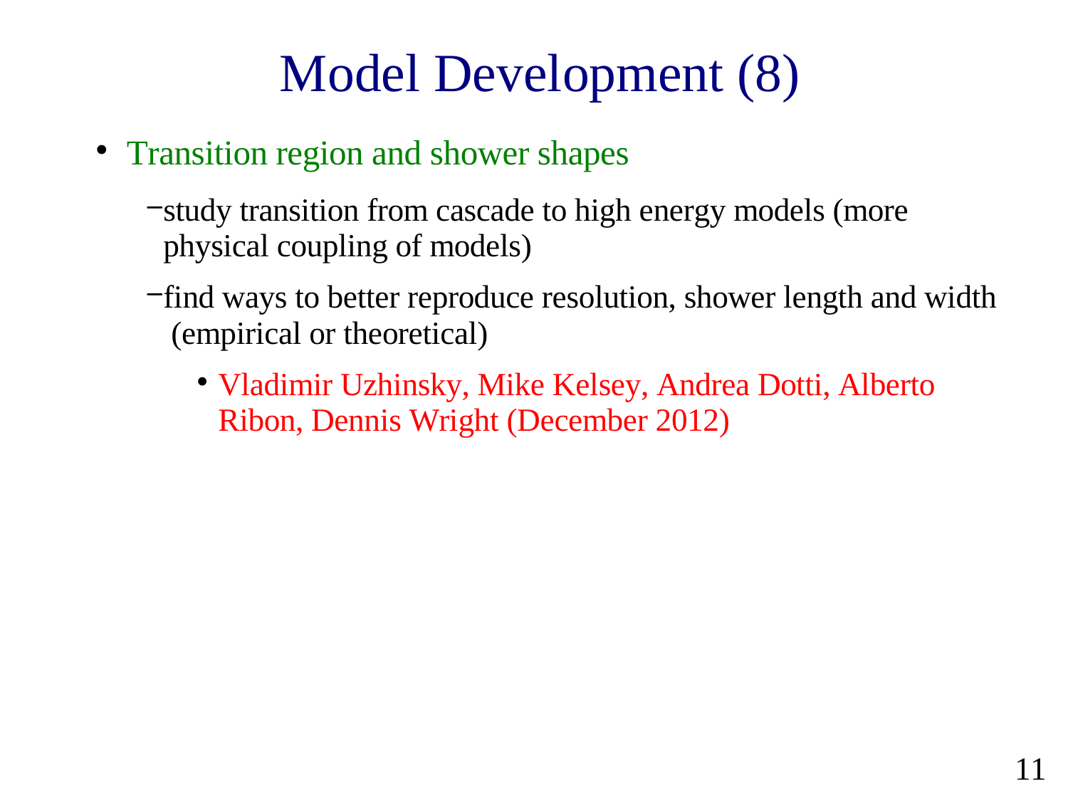# Model Development (8)

- Transition region and shower shapes
  - study transition from cascade to high energy models (more physical coupling of models)
  - find ways to better reproduce resolution, shower length and width (empirical or theoretical)
    - Vladimir Uzhinsky, Mike Kelsey, Andrea Dotti, Alberto Ribon, Dennis Wright (December 2012)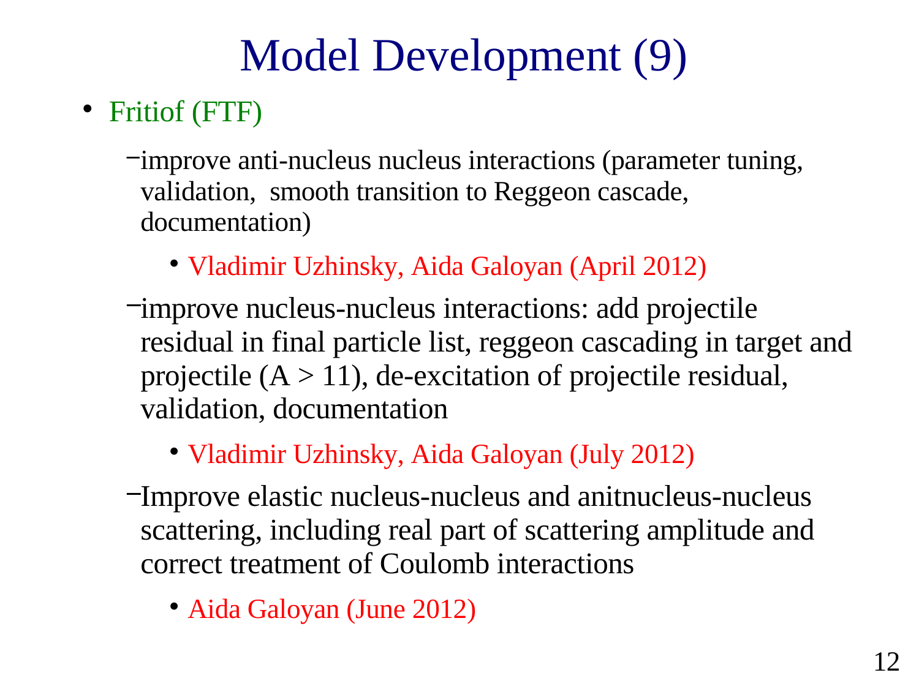# Model Development (9)

- Fritiof (FTF)
  - improve anti-nucleus nucleus interactions (parameter tuning, validation, smooth transition to Reggeon cascade, documentation)
    - Vladimir Uzhinsky, Aida Galoyan (April 2012)
  - improve nucleus-nucleus interactions: add projectile residual in final particle list, reggeon cascading in target and projectile ($A > 11$), de-excitation of projectile residual, validation, documentation
    - Vladimir Uzhinsky, Aida Galoyan (July 2012)
  - Improve elastic nucleus-nucleus and anitnucleus-nucleus scattering, including real part of scattering amplitude and correct treatment of Coulomb interactions
    - Aida Galoyan (June 2012)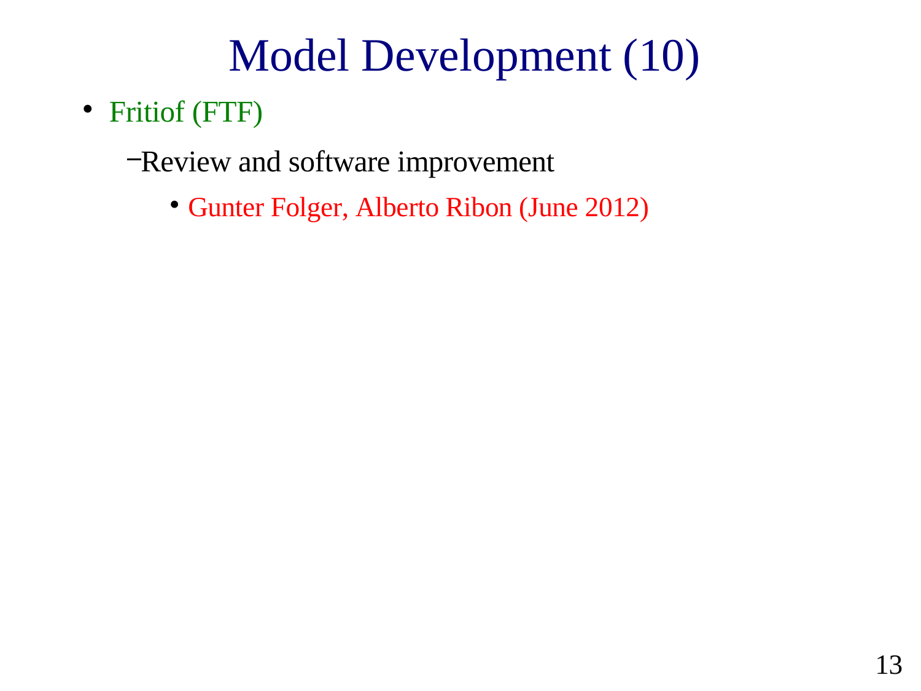# Model Development (10)

- Fritiof (FTF)
  - Review and software improvement
    - Gunter Folger, Alberto Ribon (June 2012)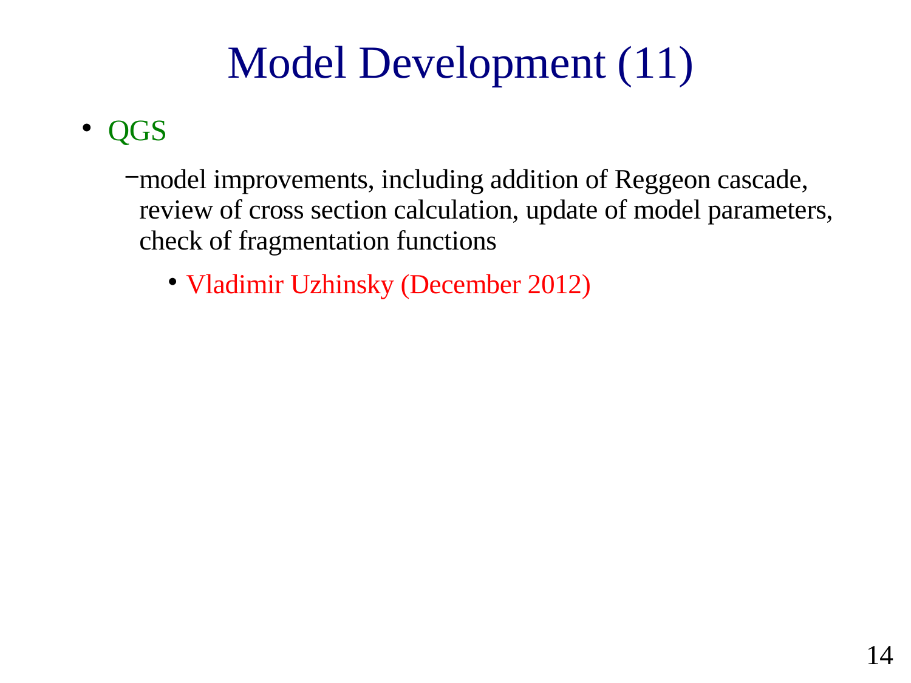# Model Development (11)

- QGS
  - model improvements, including addition of Reggeon cascade, review of cross section calculation, update of model parameters, check of fragmentation functions
    - Vladimir Uzhinsky (December 2012)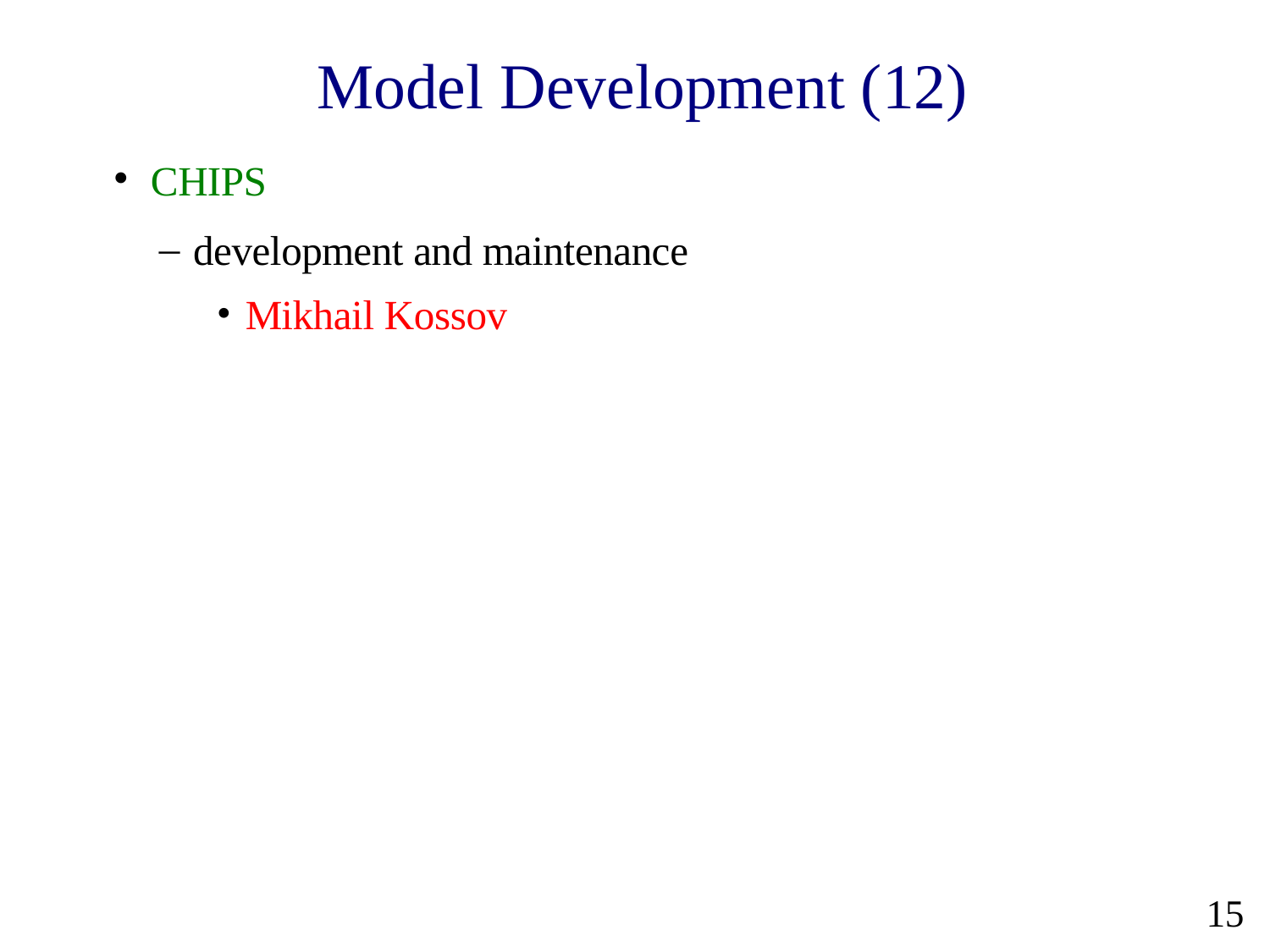# Model Development (12)

- CHIPS
  - development and maintenance
    - Mikhail Kossov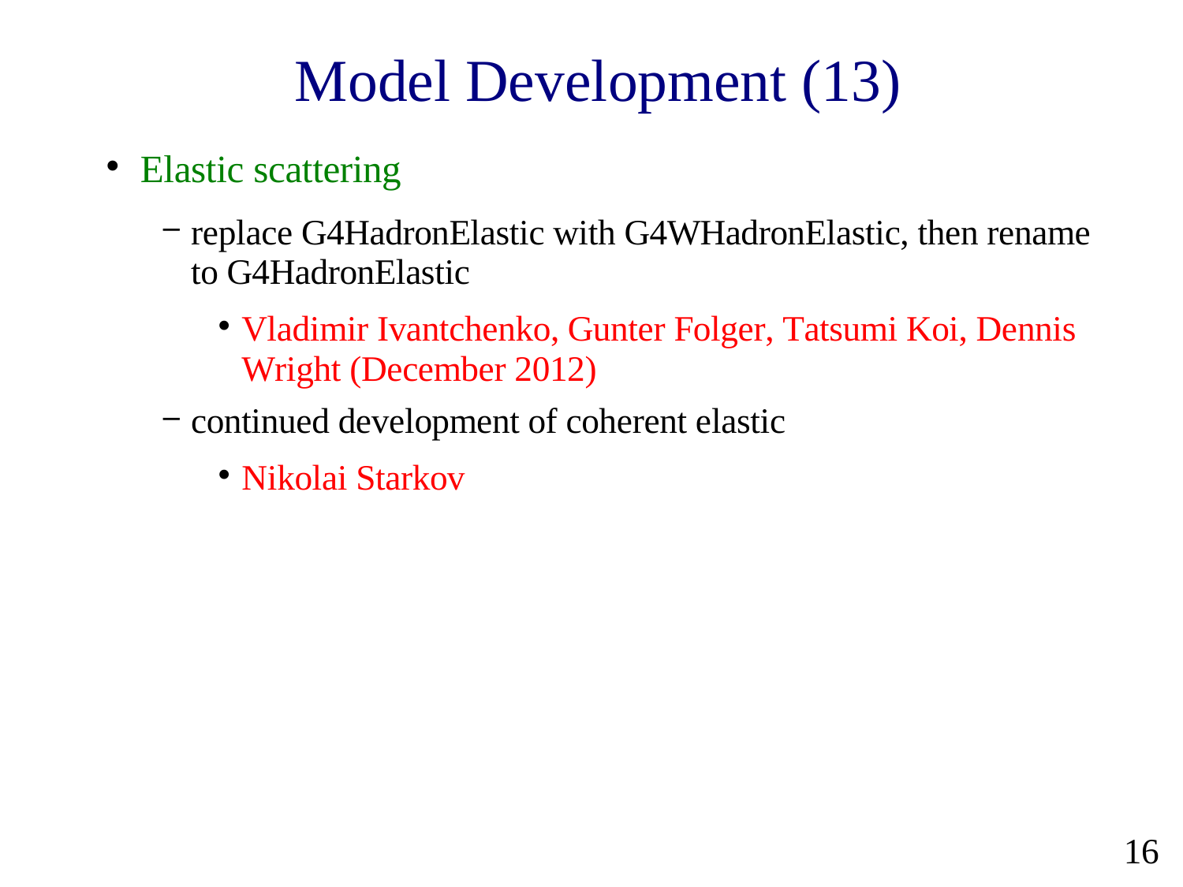# Model Development (13)

- Elastic scattering
  - replace G4HadronElastic with G4WHadronElastic, then rename to G4HadronElastic
    - Vladimir Ivantchenko, Gunter Folger, Tatsumi Koi, Dennis Wright (December 2012)
  - continued development of coherent elastic
    - Nikolai Starkov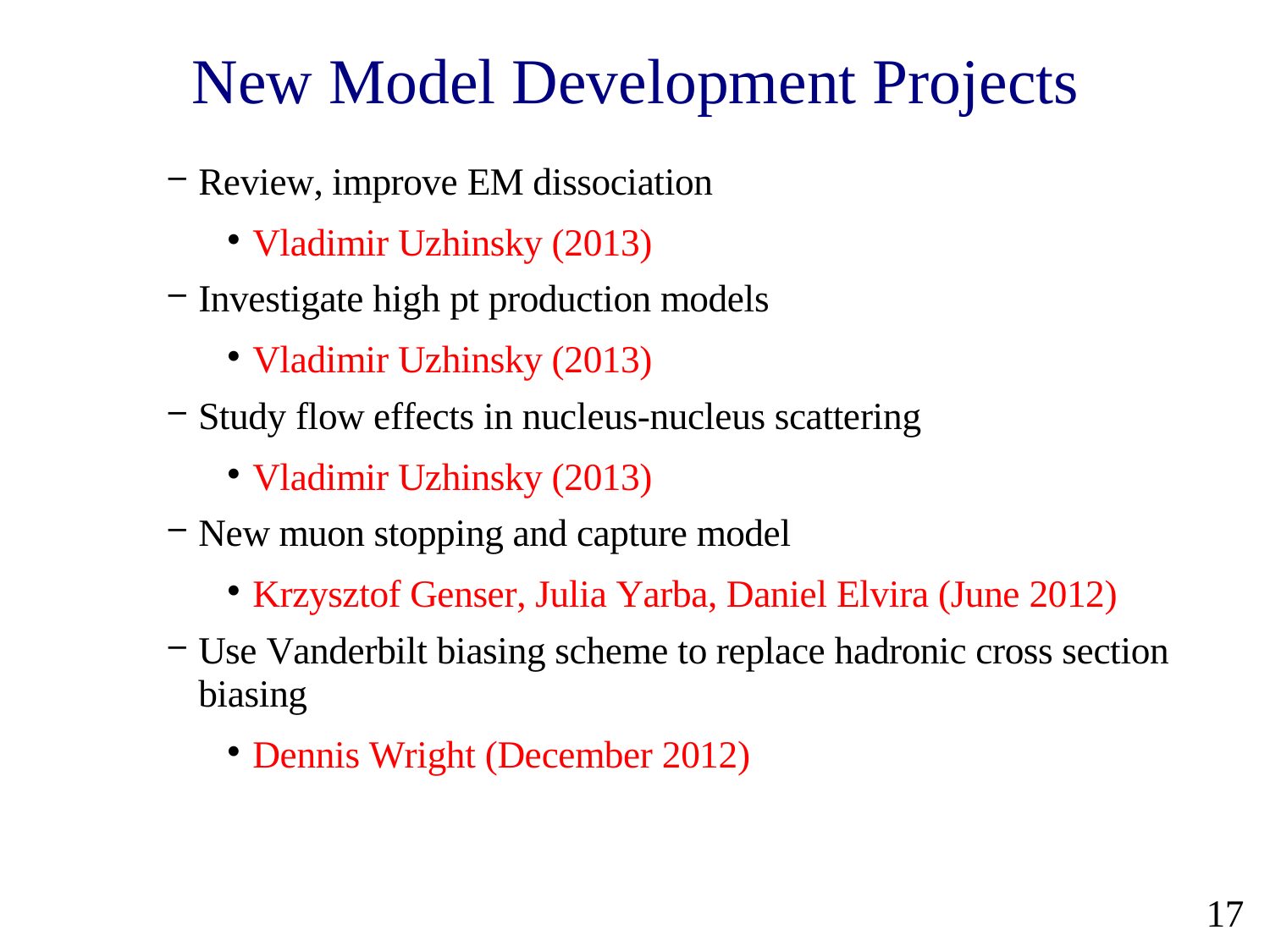# New Model Development Projects

- Review, improve EM dissociation
  - Vladimir Uzhinsky (2013)
- Investigate high pt production models
  - Vladimir Uzhinsky (2013)
- Study flow effects in nucleus-nucleus scattering
  - Vladimir Uzhinsky (2013)
- New muon stopping and capture model
  - Krzysztof Genser, Julia Yarba, Daniel Elvira (June 2012)
- Use Vanderbilt biasing scheme to replace hadronic cross section biasing
  - Dennis Wright (December 2012)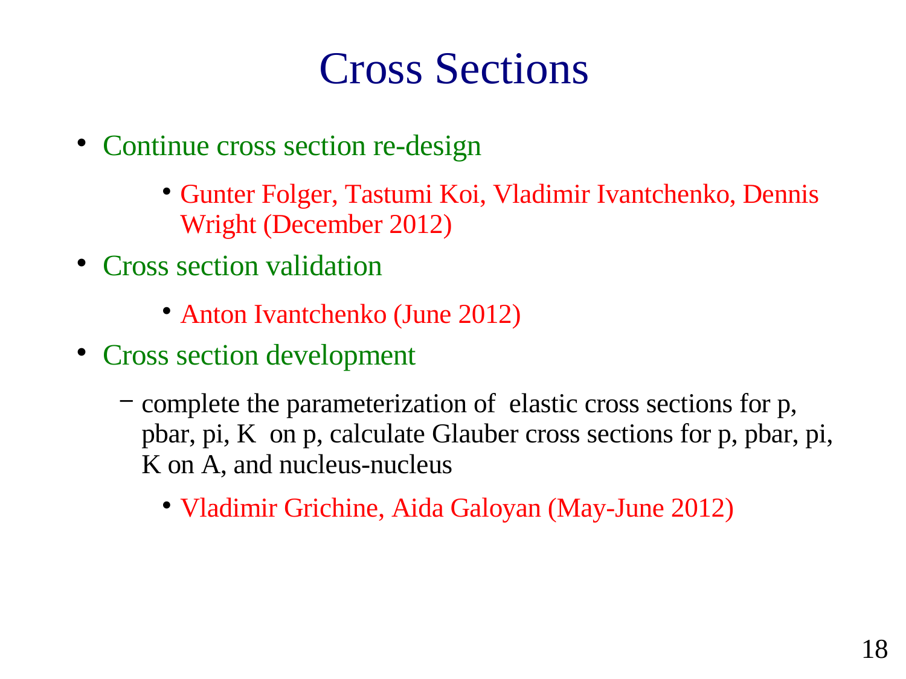# Cross Sections

- Continue cross section re-design
    - Gunter Folger, Tastumi Koi, Vladimir Ivantchenko, Dennis Wright (December 2012)
- Cross section validation
    - Anton Ivantchenko (June 2012)
- Cross section development
    - complete the parameterization of elastic cross sections for p, pbar, pi, K on p, calculate Glauber cross sections for p, pbar, pi, K on A, and nucleus-nucleus
        - Vladimir Grichine, Aida Galoyan (May-June 2012)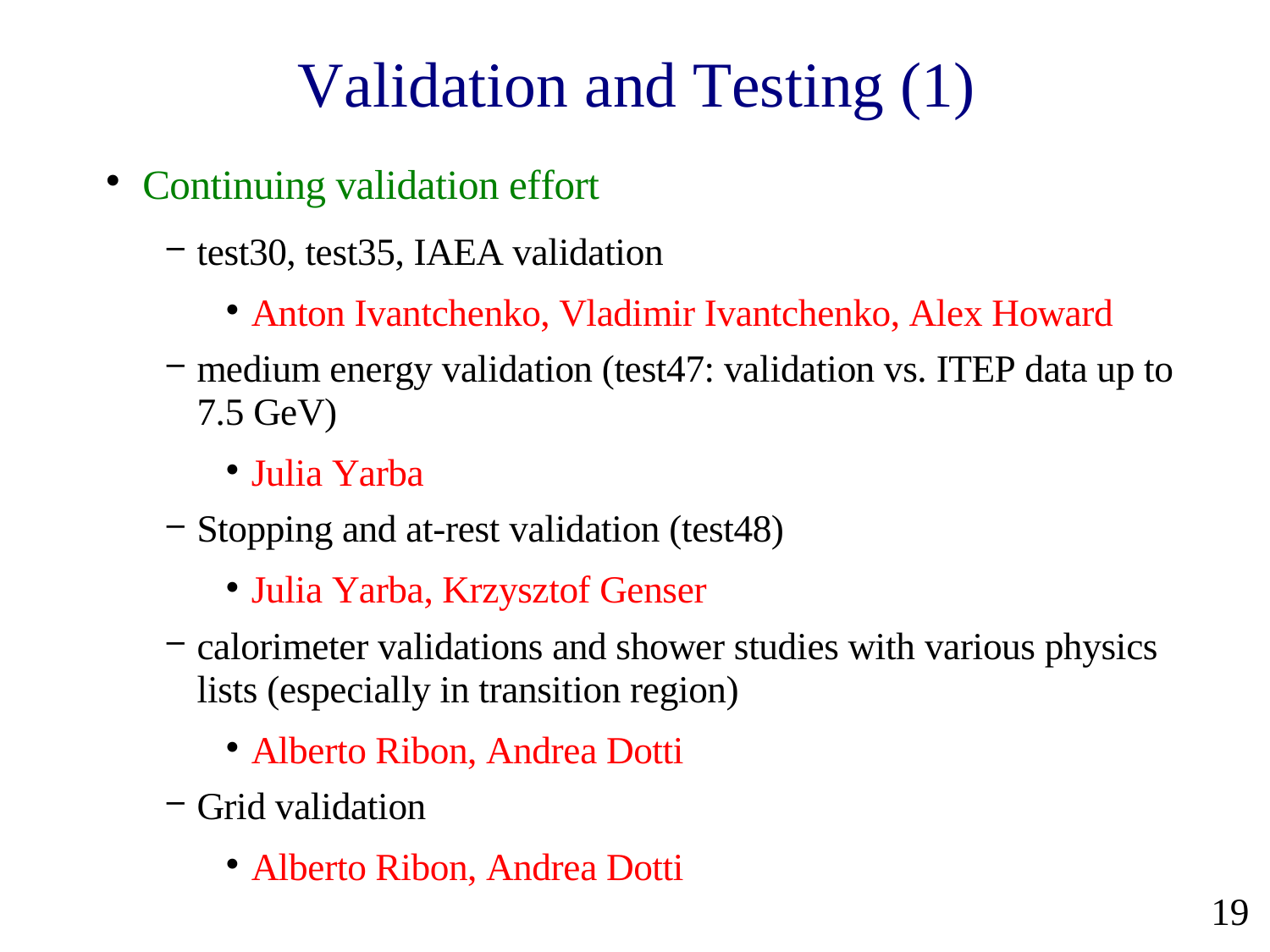# Validation and Testing (1)

- Continuing validation effort
  - test30, test35, IAEA validation
    - Anton Ivantchenko, Vladimir Ivantchenko, Alex Howard
  - medium energy validation (test47: validation vs. ITEP data up to 7.5 GeV)
    - Julia Yarba
  - Stopping and at-rest validation (test48)
    - Julia Yarba, Krzysztof Genser
  - calorimeter validations and shower studies with various physics lists (especially in transition region)
    - Alberto Ribon, Andrea Dotti
  - Grid validation
    - Alberto Ribon, Andrea Dotti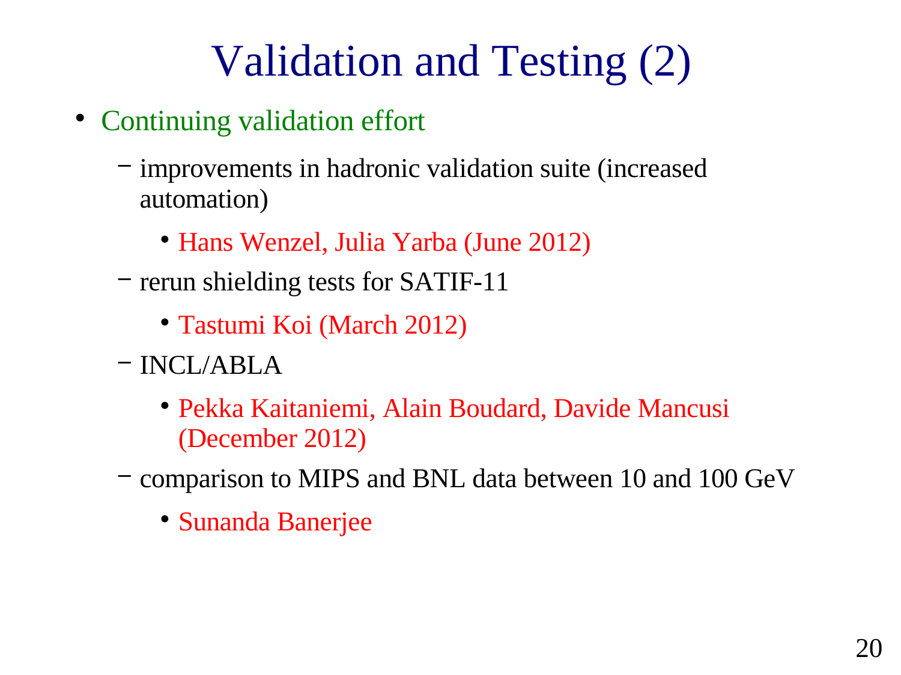# Validation and Testing (2)

- Continuing validation effort
  - improvements in hadronic validation suite (increased automation)
    - Hans Wenzel, Julia Yarba (June 2012)
  - rerun shielding tests for SATIF-11
    - Tastumi Koi (March 2012)
  - INCL/ABLA
    - Pekka Kaitaniemi, Alain Boudard, Davide Mancusi (December 2012)
  - comparison to MIPS and BNL data between 10 and 100 GeV
    - Sunanda Banerjee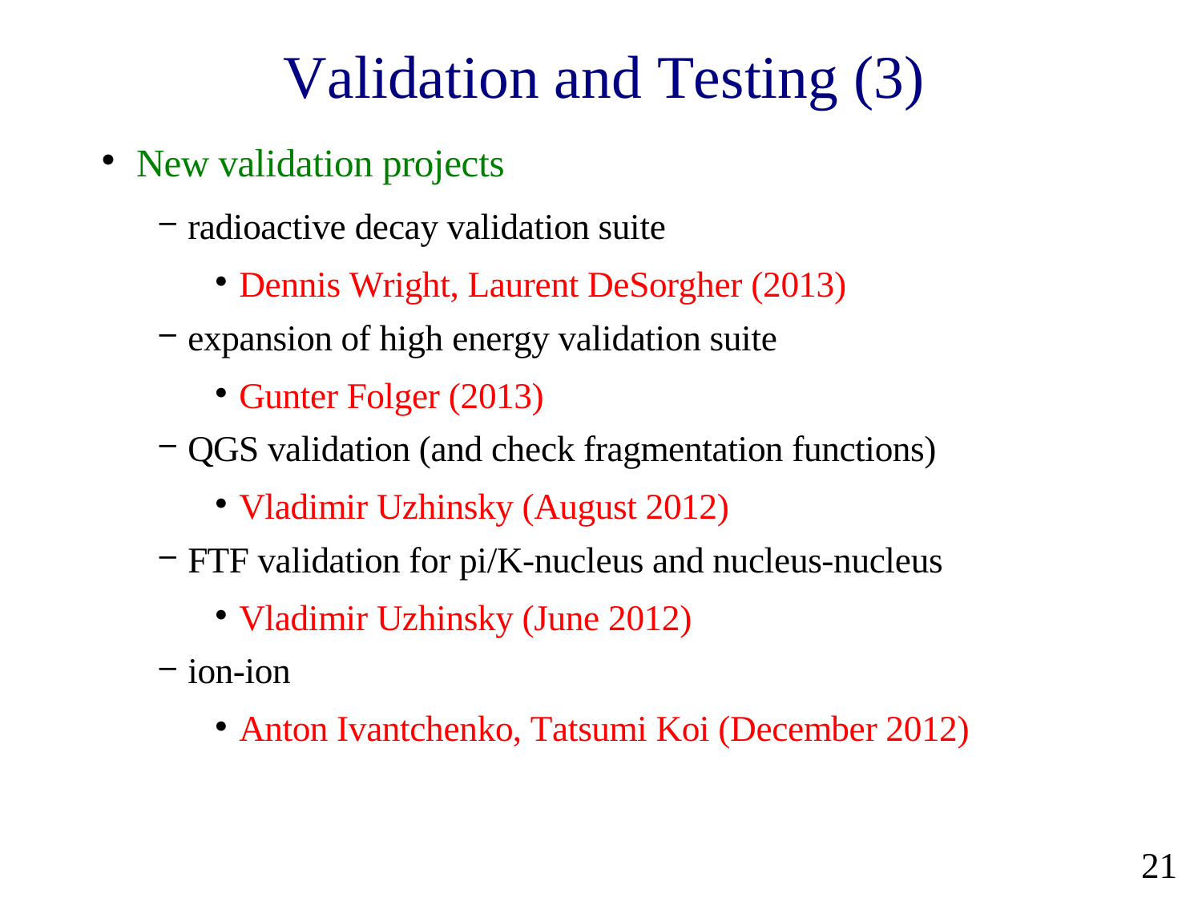# Validation and Testing (3)

- New validation projects
  - radioactive decay validation suite
    - Dennis Wright, Laurent DeSorgher (2013)
  - expansion of high energy validation suite
    - Gunter Folger (2013)
  - QGS validation (and check fragmentation functions)
    - Vladimir Uzhinsky (August 2012)
  - FTF validation for pi/K-nucleus and nucleus-nucleus
    - Vladimir Uzhinsky (June 2012)
  - ion-ion
    - Anton Ivantchenko, Tatsumi Koi (December 2012)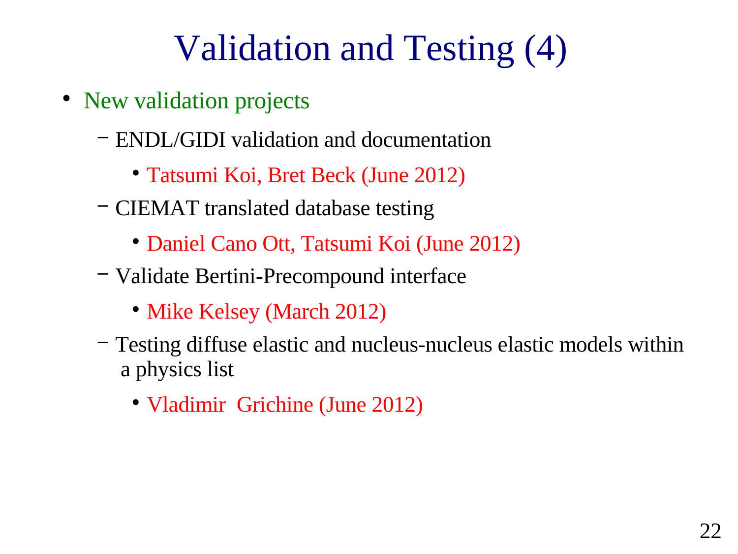# Validation and Testing (4)

- New validation projects
  - ENDL/GIDI validation and documentation
    - Tatsumi Koi, Bret Beck (June 2012)
  - CIEMAT translated database testing
    - Daniel Cano Ott, Tatsumi Koi (June 2012)
  - Validate Bertini-Precompound interface
    - Mike Kelsey (March 2012)
  - Testing diffuse elastic and nucleus-nucleus elastic models within a physics list
    - Vladimir Grichine (June 2012)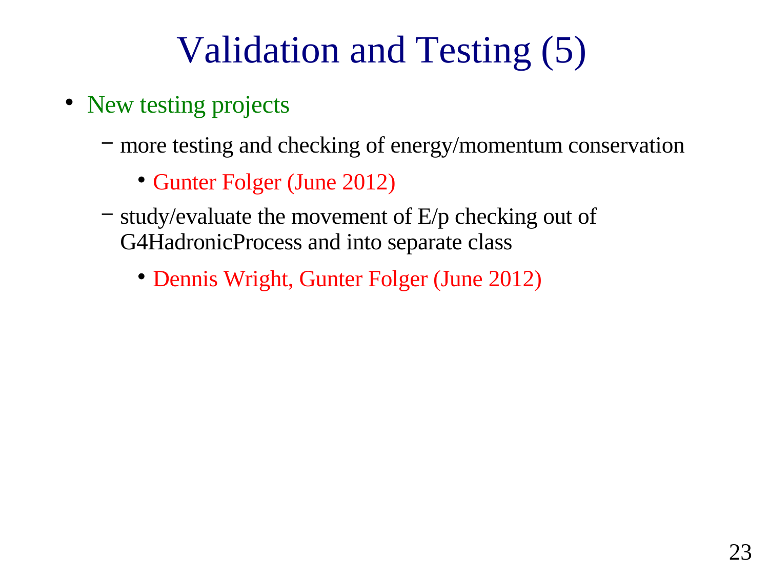# Validation and Testing (5)

- New testing projects
  - more testing and checking of energy/momentum conservation
    - Gunter Folger (June 2012)
  - study/evaluate the movement of E/p checking out of G4HadronicProcess and into separate class
    - Dennis Wright, Gunter Folger (June 2012)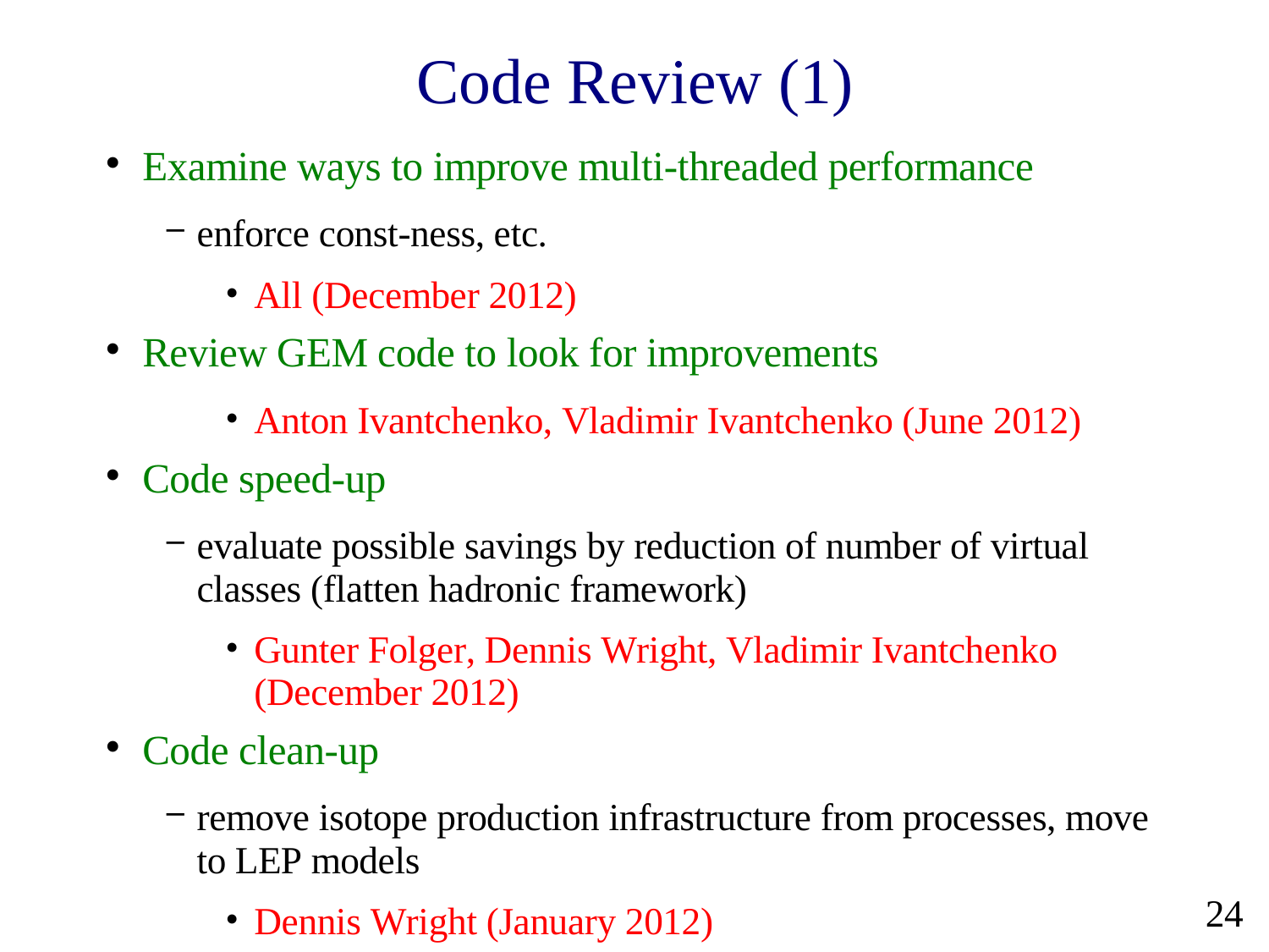# Code Review (1)

- Examine ways to improve multi-threaded performance
  - enforce const-ness, etc.
    - All (December 2012)
- Review GEM code to look for improvements
    - Anton Ivantchenko, Vladimir Ivantchenko (June 2012)
- Code speed-up
  - evaluate possible savings by reduction of number of virtual classes (flatten hadronic framework)
    - Gunter Folger, Dennis Wright, Vladimir Ivantchenko (December 2012)
- Code clean-up
  - remove isotope production infrastructure from processes, move to LEP models
    - Dennis Wright (January 2012)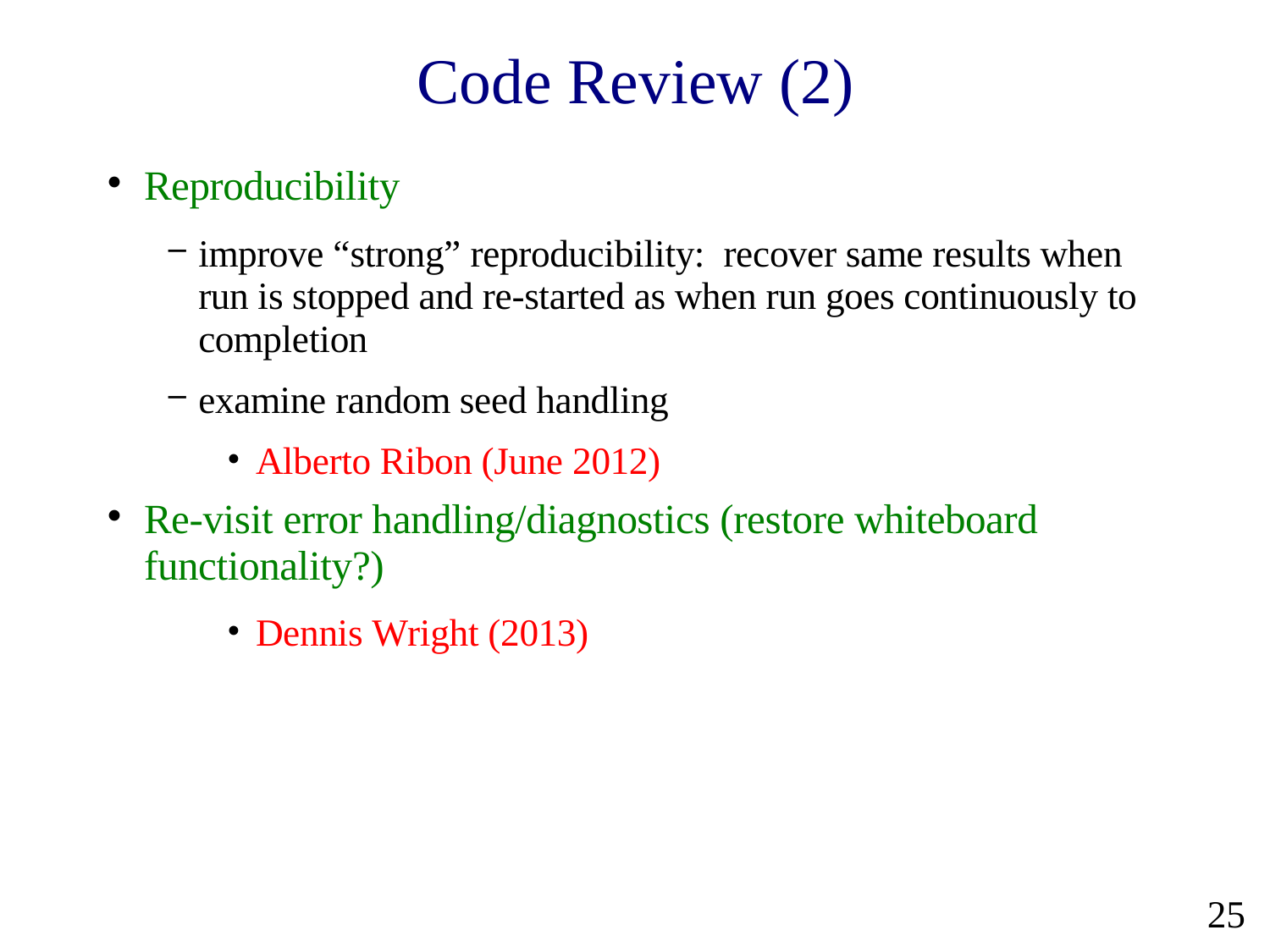# Code Review (2)

- Reproducibility
  - improve “strong” reproducibility: recover same results when run is stopped and re-started as when run goes continuously to completion
  - examine random seed handling
    - Alberto Ribon (June 2012)
- Re-visit error handling/diagnostics (restore whiteboard functionality?)
    - Dennis Wright (2013)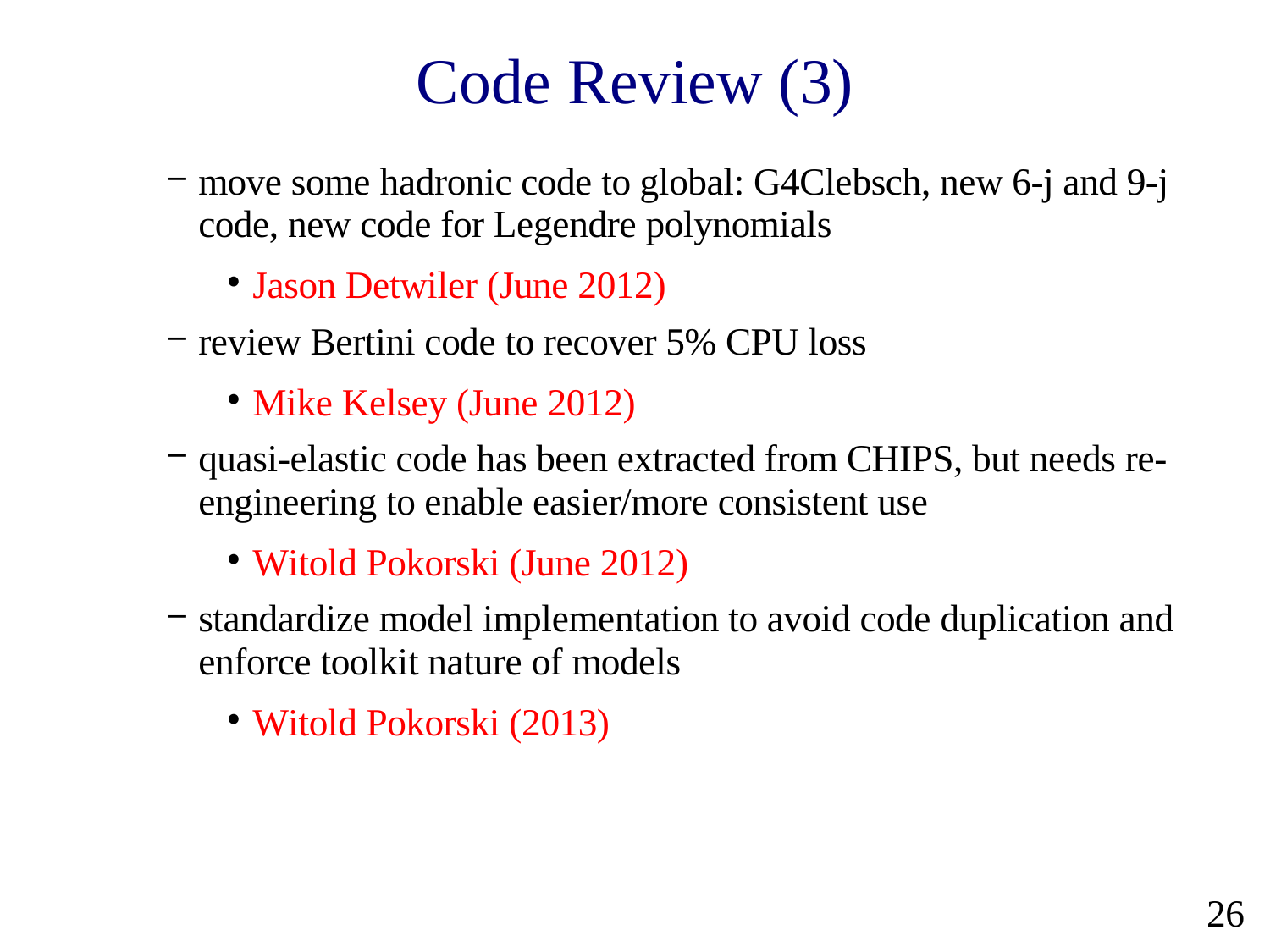# Code Review (3)

- move some hadronic code to global: G4Clebsch, new 6-j and 9-j code, new code for Legendre polynomials
  - Jason Detwiler (June 2012)
- review Bertini code to recover 5% CPU loss
  - Mike Kelsey (June 2012)
- quasi-elastic code has been extracted from CHIPS, but needs re-engineering to enable easier/more consistent use
  - Witold Pokorski (June 2012)
- standardize model implementation to avoid code duplication and enforce toolkit nature of models
  - Witold Pokorski (2013)